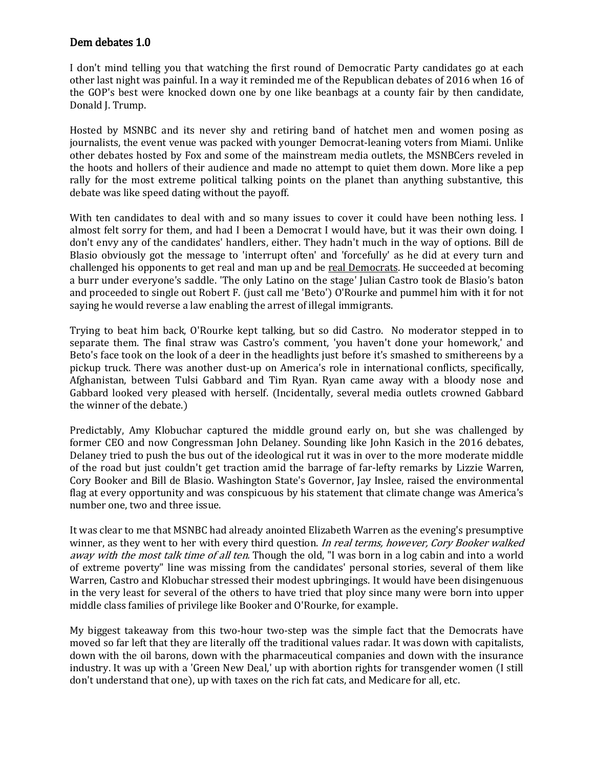## Dem debates 1.0

I don't mind telling you that watching the first round of Democratic Party candidates go at each other last night was painful. In a way it reminded me of the Republican debates of 2016 when 16 of the GOP's best were knocked down one by one like beanbags at a county fair by then candidate, Donald J. Trump.

Hosted by MSNBC and its never shy and retiring band of hatchet men and women posing as journalists, the event venue was packed with younger Democrat-leaning voters from Miami. Unlike other debates hosted by Fox and some of the mainstream media outlets, the MSNBCers reveled in the hoots and hollers of their audience and made no attempt to quiet them down. More like a pep rally for the most extreme political talking points on the planet than anything substantive, this debate was like speed dating without the payoff.

With ten candidates to deal with and so many issues to cover it could have been nothing less. I almost felt sorry for them, and had I been a Democrat I would have, but it was their own doing. I don't envy any of the candidates' handlers, either. They hadn't much in the way of options. Bill de Blasio obviously got the message to 'interrupt often' and 'forcefully' as he did at every turn and challenged his opponents to get real and man up and be <u>real Democrats</u>. He succeeded at becoming a burr under everyone's saddle. 'The only Latino on the stage' Julian Castro took de Blasio's baton and proceeded to single out Robert F. (just call me 'Beto') O'Rourke and pummel him with it for not saying he would reverse a law enabling the arrest of illegal immigrants.

Trying to beat him back, O'Rourke kept talking, but so did Castro. No moderator stepped in to separate them. The final straw was Castro's comment, 'you haven't done your homework,' and Beto's face took on the look of a deer in the headlights just before it's smashed to smithereens by a pickup truck. There was another dust-up on America's role in international conflicts, specifically, Afghanistan, between Tulsi Gabbard and Tim Ryan. Ryan came away with a bloody nose and Gabbard looked very pleased with herself. (Incidentally, several media outlets crowned Gabbard the winner of the debate.)

Predictably, Amy Klobuchar captured the middle ground early on, but she was challenged by former CEO and now Congressman John Delaney. Sounding like John Kasich in the 2016 debates, Delaney tried to push the bus out of the ideological rut it was in over to the more moderate middle of the road but just couldn't get traction amid the barrage of far-lefty remarks by Lizzie Warren, Cory Booker and Bill de Blasio. Washington State's Governor, Jay Inslee, raised the environmental flag at every opportunity and was conspicuous by his statement that climate change was America's number one, two and three issue.

It was clear to me that MSNBC had already anointed Elizabeth Warren as the evening's presumptive winner, as they went to her with every third question. *In real terms, however, Cory Booker walked away with the most talk time of all ten.* Though the old, "I was born in a log cabin and into a world of extreme poverty" line was missing from the candidates' personal stories, several of them like Warren, Castro and Klobuchar stressed their modest upbringings. It would have been disingenuous in the very least for several of the others to have tried that ploy since many were born into upper middle class families of privilege like Booker and O'Rourke, for example.

My biggest takeaway from this two-hour two-step was the simple fact that the Democrats have moved so far left that they are literally off the traditional values radar. It was down with capitalists, down with the oil barons, down with the pharmaceutical companies and down with the insurance industry. It was up with a 'Green New Deal,' up with abortion rights for transgender women (I still don't understand that one), up with taxes on the rich fat cats, and Medicare for all, etc.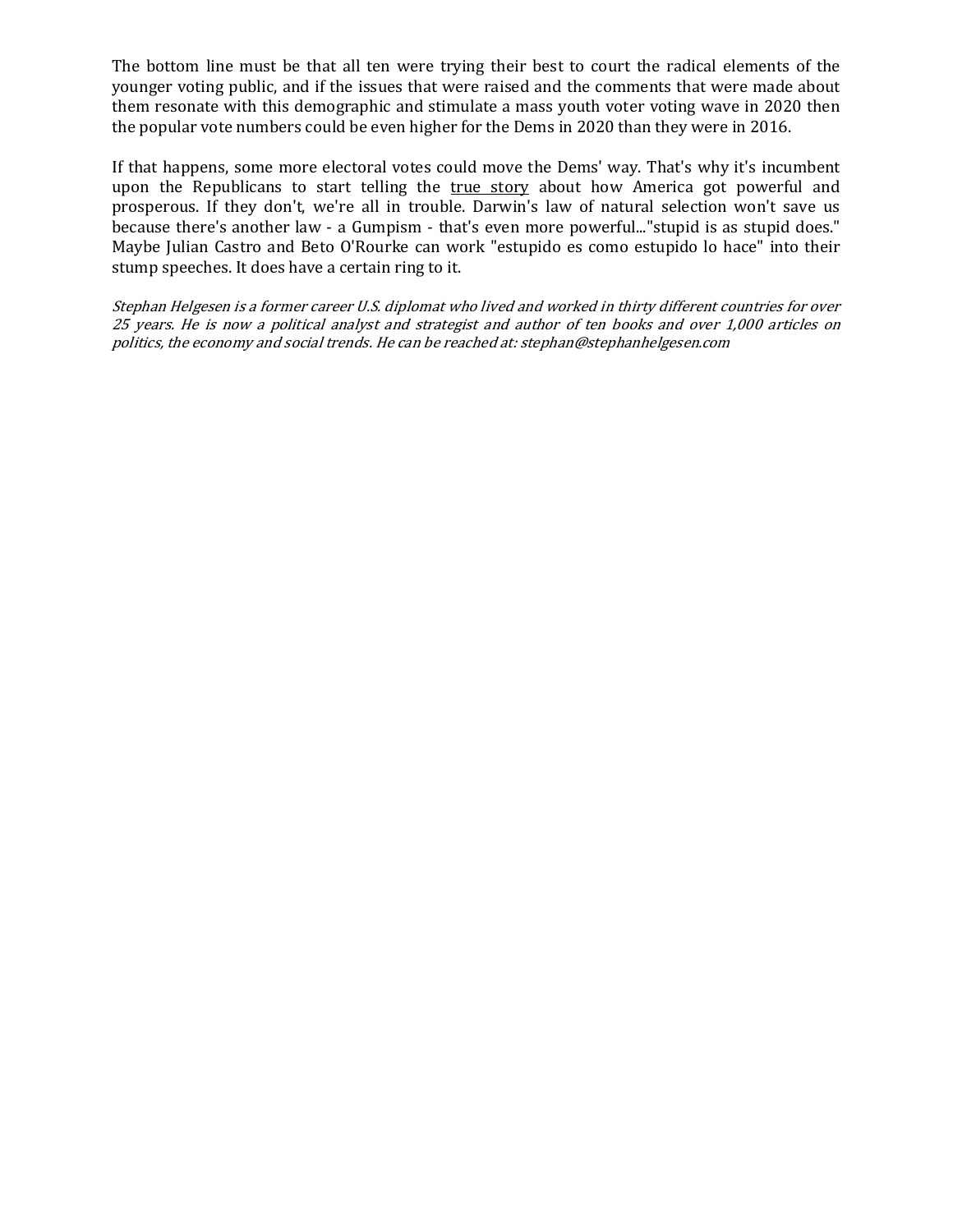The bottom line must be that all ten were trying their best to court the radical elements of the younger voting public, and if the issues that were raised and the comments that were made about them resonate with this demographic and stimulate a mass youth voter voting wave in 2020 then the popular vote numbers could be even higher for the Dems in 2020 than they were in 2016.

If that happens, some more electoral votes could move the Dems' way. That's why it's incumbent upon the Republicans to start telling the true story about how America got powerful and prosperous. If they don't, we're all in trouble. Darwin's law of natural selection won't save us because there's another law - a Gumpism - that's even more powerful..."stupid is as stupid does." Maybe Julian Castro and Beto O'Rourke can work "estupido es como estupido lo hace" into their stump speeches. It does have a certain ring to it.

*Stephan Helgesen is a former career U.S. diplomat who lived and worked in thirty different countries for over 25 years. He is now a political analyst and strategist and author of ten books and over 1,000 articles on politics, the economy and social trends. He can be reached at: stephan@stephanhelgesen.com*